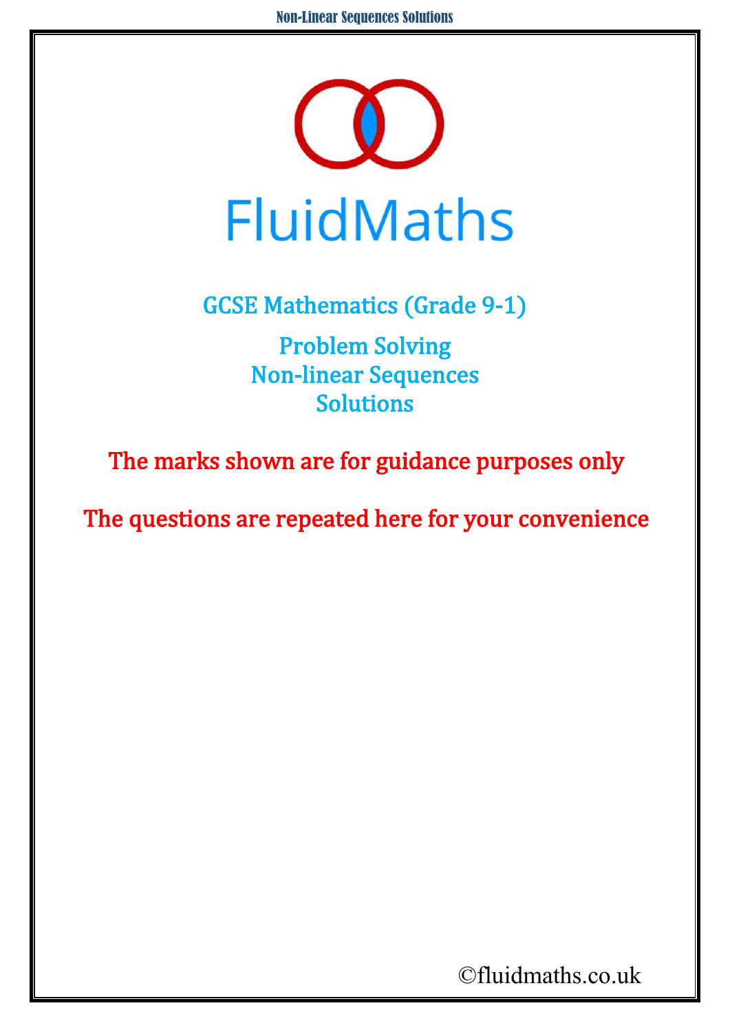# FluidMaths

## GCSE Mathematics (Grade 9-1)

## Problem Solving
## Non-linear Sequences
## Solutions

**The marks shown are for guidance purposes only**

**The questions are repeated here for your convenience**

©fluidmaths.co.uk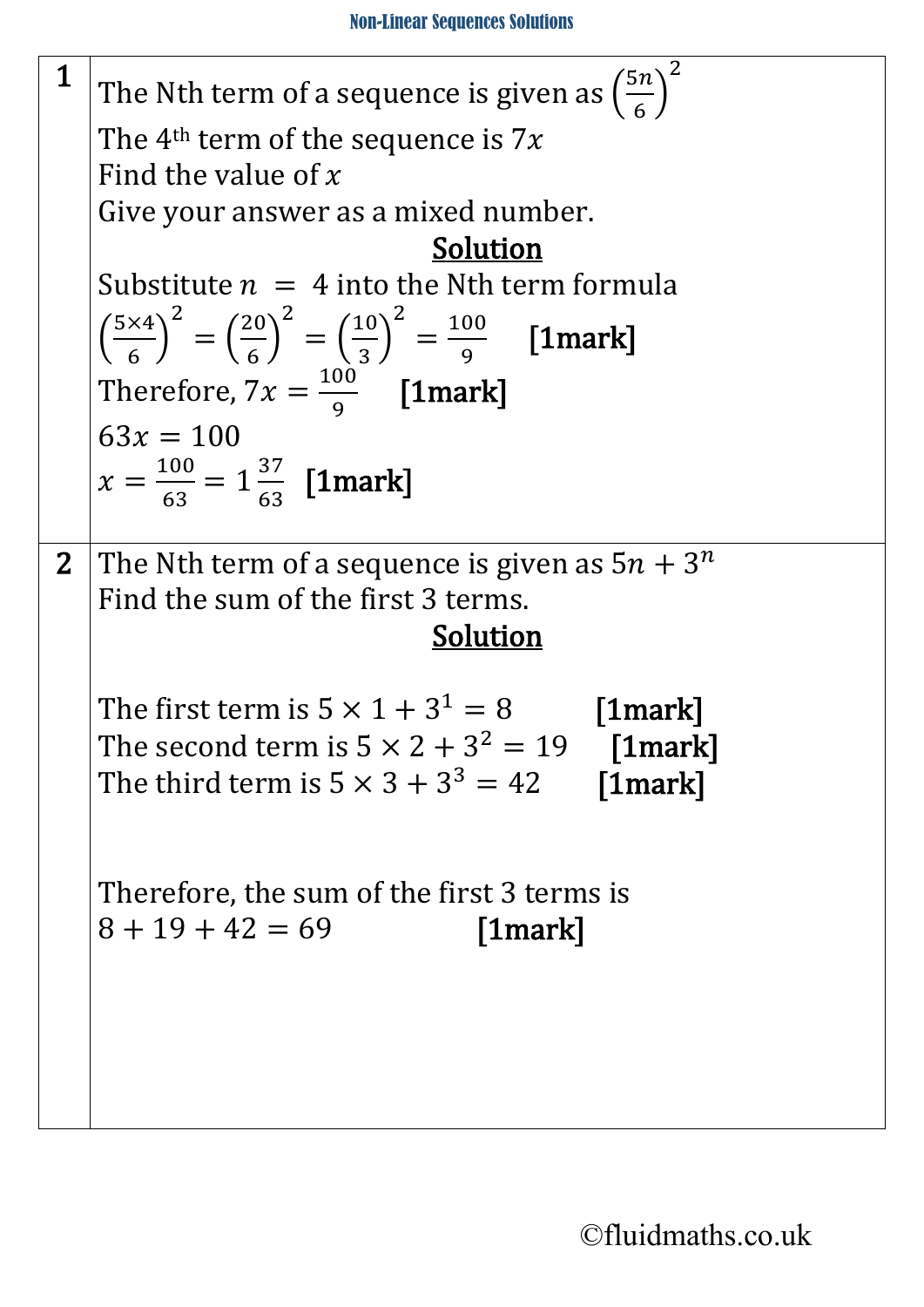# Non-Linear Sequences Solutions

**1**

The Nth term of a sequence is given as $\left(\frac{5n}{6}\right)^2$

The 4th term of the sequence is $7x$

Find the value of $x$

Give your answer as a mixed number.

**Solution**

Substitute $n = 4$ into the Nth term formula

$\left(\frac{5\times4}{6}\right)^2 = \left(\frac{20}{6}\right)^2 = \left(\frac{10}{3}\right)^2 = \frac{100}{9}$ **[1mark]**

Therefore, $7x = \frac{100}{9}$ **[1mark]**

$63x = 100$

$x = \frac{100}{63} = 1\frac{37}{63}$ **[1mark]**

**2**

The Nth term of a sequence is given as $5n + 3^n$

Find the sum of the first 3 terms.

**Solution**

The first term is $5 \times 1 + 3^1 = 8$ **[1mark]**

The second term is $5 \times 2 + 3^2 = 19$ **[1mark]**

The third term is $5 \times 3 + 3^3 = 42$ **[1mark]**

Therefore, the sum of the first 3 terms is

$8 + 19 + 42 = 69$ **[1mark]**

©fluidmaths.co.uk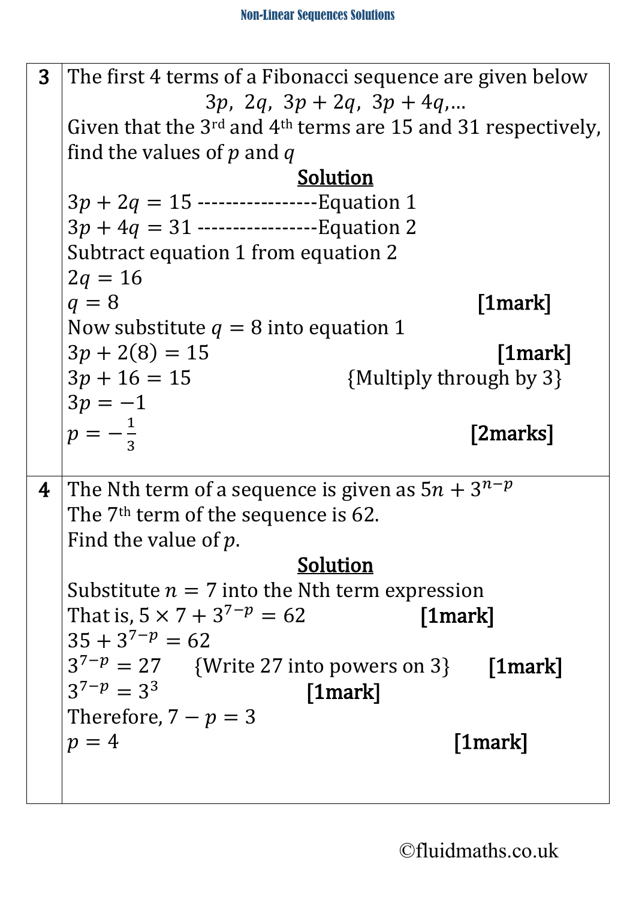| | |
|---|---|
| **3** | The first 4 terms of a Fibonacci sequence are given below<br>$3p,\ 2q,\ 3p+2q,\ 3p+4q, \ldots$<br>Given that the 3rd and 4th terms are 15 and 31 respectively, find the values of $p$ and $q$<br>**<u>Solution</u>**<br>$3p + 2q = 15$ -----------------Equation 1<br>$3p + 4q = 31$ -----------------Equation 2<br>Subtract equation 1 from equation 2<br>$2q = 16$<br>$q = 8$ **[1mark]**<br>Now substitute $q = 8$ into equation 1<br>$3p + 2(8) = 15$ **[1mark]**<br>$3p + 16 = 15$ {Multiply through by 3}<br>$3p = -1$<br>$p = -\frac{1}{3}$ **[2marks]** |
| **4** | The Nth term of a sequence is given as $5n + 3^{n-p}$<br>The 7th term of the sequence is 62.<br>Find the value of $p$.<br>**<u>Solution</u>**<br>Substitute $n = 7$ into the Nth term expression<br>That is, $5 \times 7 + 3^{7-p} = 62$ **[1mark]**<br>$35 + 3^{7-p} = 62$<br>$3^{7-p} = 27$ {Write 27 into powers on 3} **[1mark]**<br>$3^{7-p} = 3^3$ **[1mark]**<br>Therefore, $7 - p = 3$<br>$p = 4$ **[1mark]** |

©fluidmaths.co.uk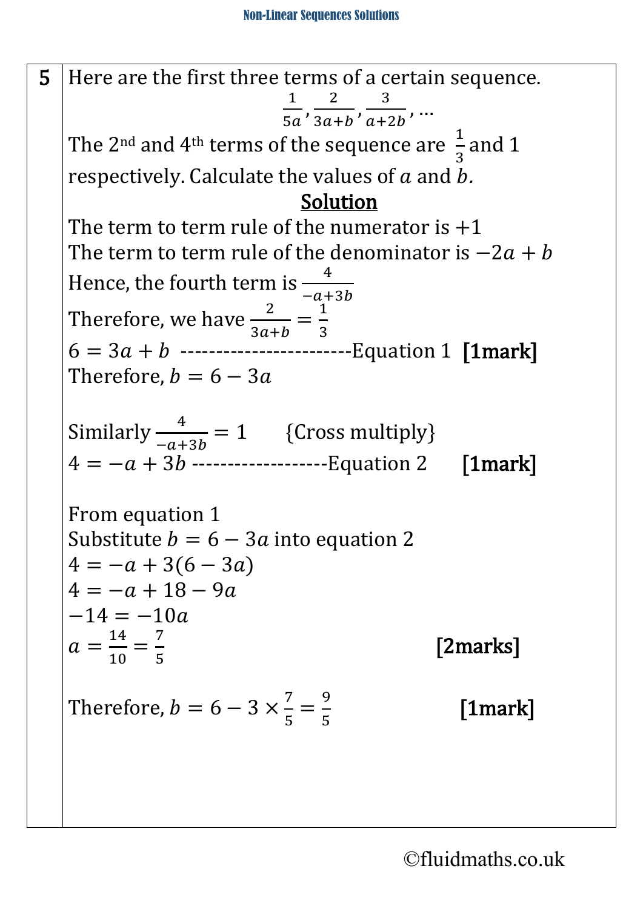**5** Here are the first three terms of a certain sequence.

$$\frac{1}{5a}, \frac{2}{3a+b}, \frac{3}{a+2b}, \dots$$

The 2nd and 4th terms of the sequence are $\frac{1}{3}$ and 1 respectively. Calculate the values of $a$ and $b$.

**Solution**

The term to term rule of the numerator is $+1$

The term to term rule of the denominator is $-2a + b$

Hence, the fourth term is $\frac{4}{-a+3b}$

Therefore, we have $\frac{2}{3a+b} = \frac{1}{3}$

$6 = 3a + b$ ------------------------Equation 1 **[1mark]**

Therefore, $b = 6 - 3a$

Similarly $\frac{4}{-a+3b} = 1$ {Cross multiply}

$4 = -a + 3b$ -------------------Equation 2 **[1mark]**

From equation 1

Substitute $b = 6 - 3a$ into equation 2

$4 = -a + 3(6 - 3a)$

$4 = -a + 18 - 9a$

$-14 = -10a$

$a = \frac{14}{10} = \frac{7}{5}$ **[2marks]**

Therefore, $b = 6 - 3 \times \frac{7}{5} = \frac{9}{5}$ **[1mark]**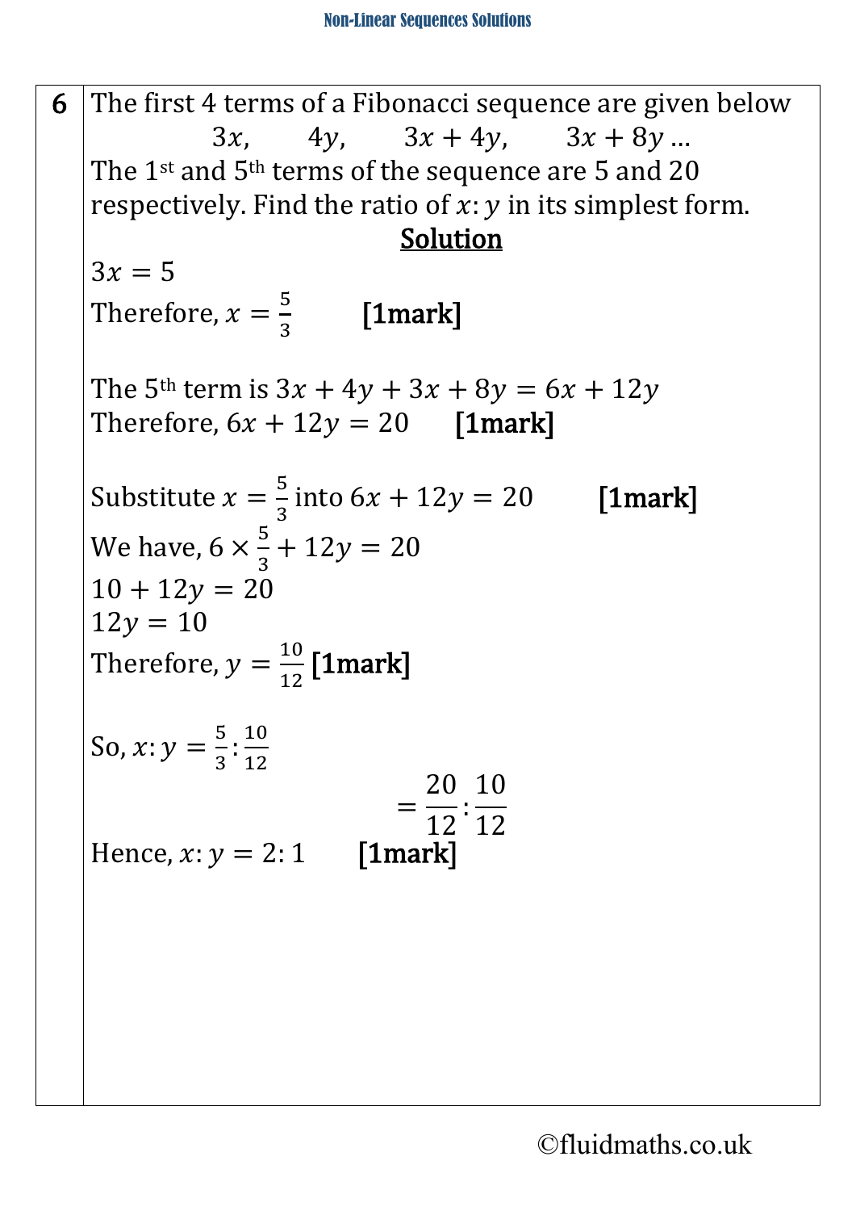**6**

The first 4 terms of a Fibonacci sequence are given below

$$3x, \qquad 4y, \qquad 3x + 4y, \qquad 3x + 8y \ldots$$

The 1st and 5th terms of the sequence are 5 and 20 respectively. Find the ratio of $x : y$ in its simplest form.

**Solution**

$3x = 5$

Therefore, $x = \frac{5}{3}$ **[1mark]**

The 5th term is $3x + 4y + 3x + 8y = 6x + 12y$

Therefore, $6x + 12y = 20$ **[1mark]**

Substitute $x = \frac{5}{3}$ into $6x + 12y = 20$ **[1mark]**

We have, $6 \times \frac{5}{3} + 12y = 20$

$10 + 12y = 20$

$12y = 10$

Therefore, $y = \frac{10}{12}$ **[1mark]**

So, $x : y = \frac{5}{3} : \frac{10}{12}$

$$= \frac{20}{12} : \frac{10}{12}$$

Hence, $x : y = 2 : 1$ **[1mark]**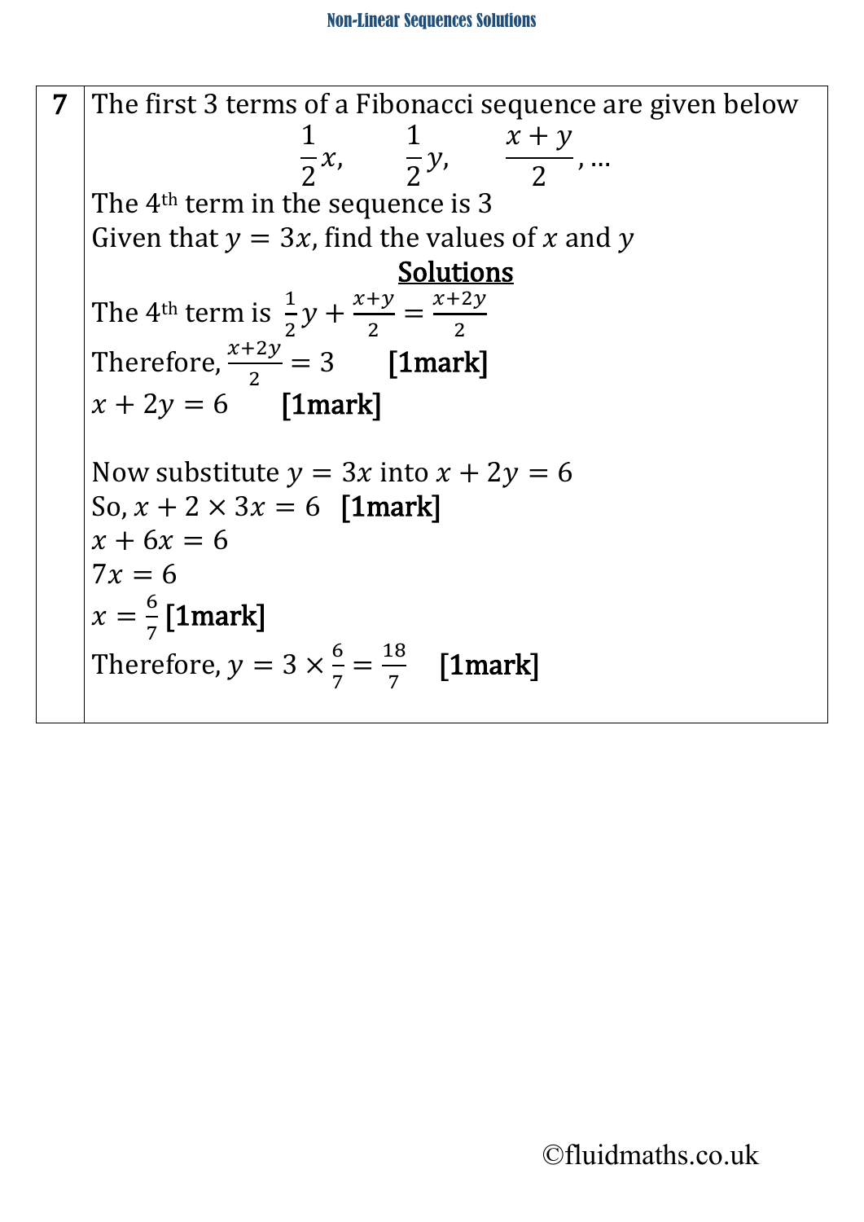| | |
|---|---|
| **7** | The first 3 terms of a Fibonacci sequence are given below |

$$\frac{1}{2}x, \qquad \frac{1}{2}y, \qquad \frac{x+y}{2}, \ldots$$

The 4th term in the sequence is 3

Given that $y = 3x$, find the values of $x$ and $y$

**Solutions**

The 4th term is $\frac{1}{2}y + \frac{x+y}{2} = \frac{x+2y}{2}$

Therefore, $\frac{x+2y}{2} = 3$ **[1mark]**

$x + 2y = 6$ **[1mark]**

Now substitute $y = 3x$ into $x + 2y = 6$

So, $x + 2 \times 3x = 6$ **[1mark]**

$x + 6x = 6$

$7x = 6$

$x = \frac{6}{7}$ **[1mark]**

Therefore, $y = 3 \times \frac{6}{7} = \frac{18}{7}$ **[1mark]**

©fluidmaths.co.uk